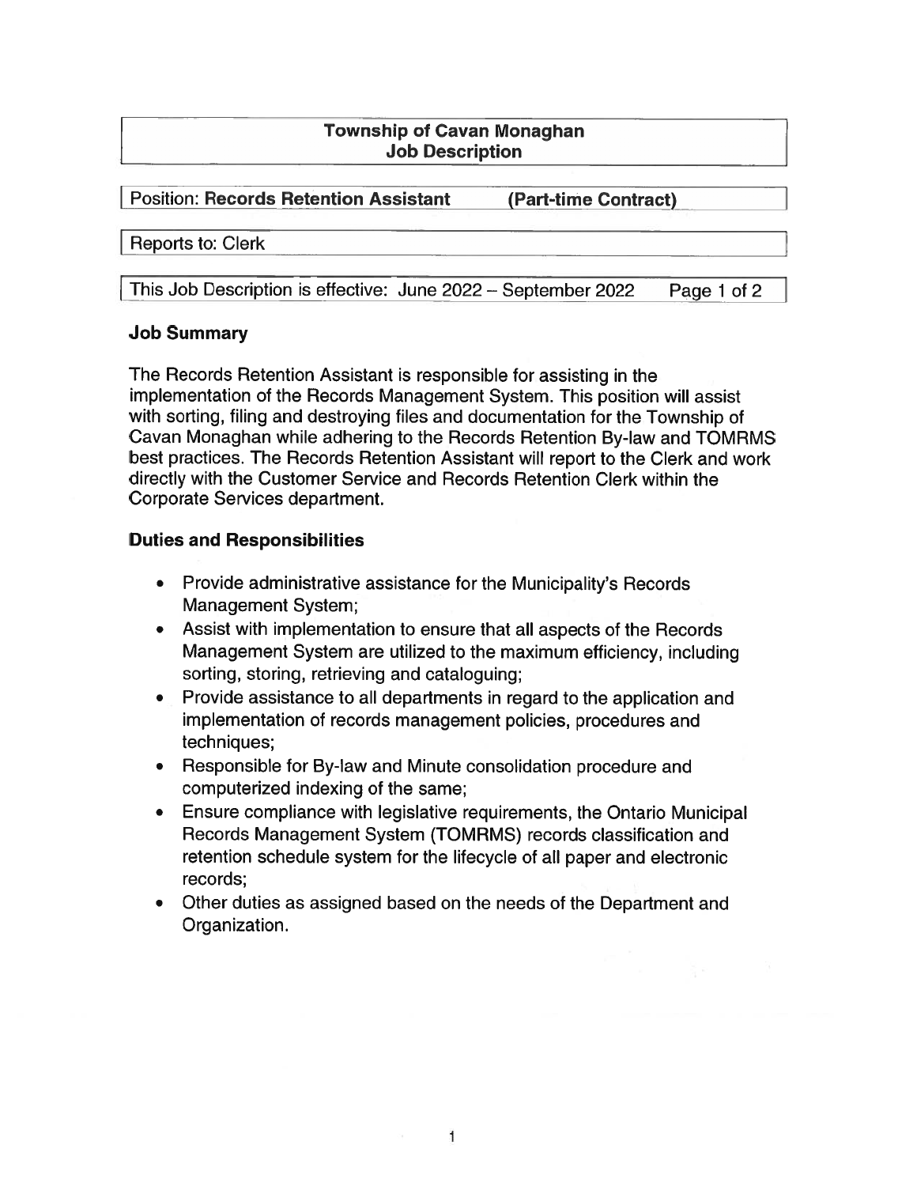# Township of Cavan Monaghan
## Job Description

Position: **Records Retention Assistant** **(Part-time Contract)**

Reports to: Clerk

This Job Description is effective: June 2022 – September 2022

### Job Summary

The Records Retention Assistant is responsible for assisting in the implementation of the Records Management System. This position will assist with sorting, filing and destroying files and documentation for the Township of Cavan Monaghan while adhering to the Records Retention By-law and TOMRMS best practices. The Records Retention Assistant will report to the Clerk and work directly with the Customer Service and Records Retention Clerk within the Corporate Services department.

### Duties and Responsibilities

- Provide administrative assistance for the Municipality's Records Management System;
- Assist with implementation to ensure that all aspects of the Records Management System are utilized to the maximum efficiency, including sorting, storing, retrieving and cataloguing;
- Provide assistance to all departments in regard to the application and implementation of records management policies, procedures and techniques;
- Responsible for By-law and Minute consolidation procedure and computerized indexing of the same;
- Ensure compliance with legislative requirements, the Ontario Municipal Records Management System (TOMRMS) records classification and retention schedule system for the lifecycle of all paper and electronic records;
- Other duties as assigned based on the needs of the Department and Organization.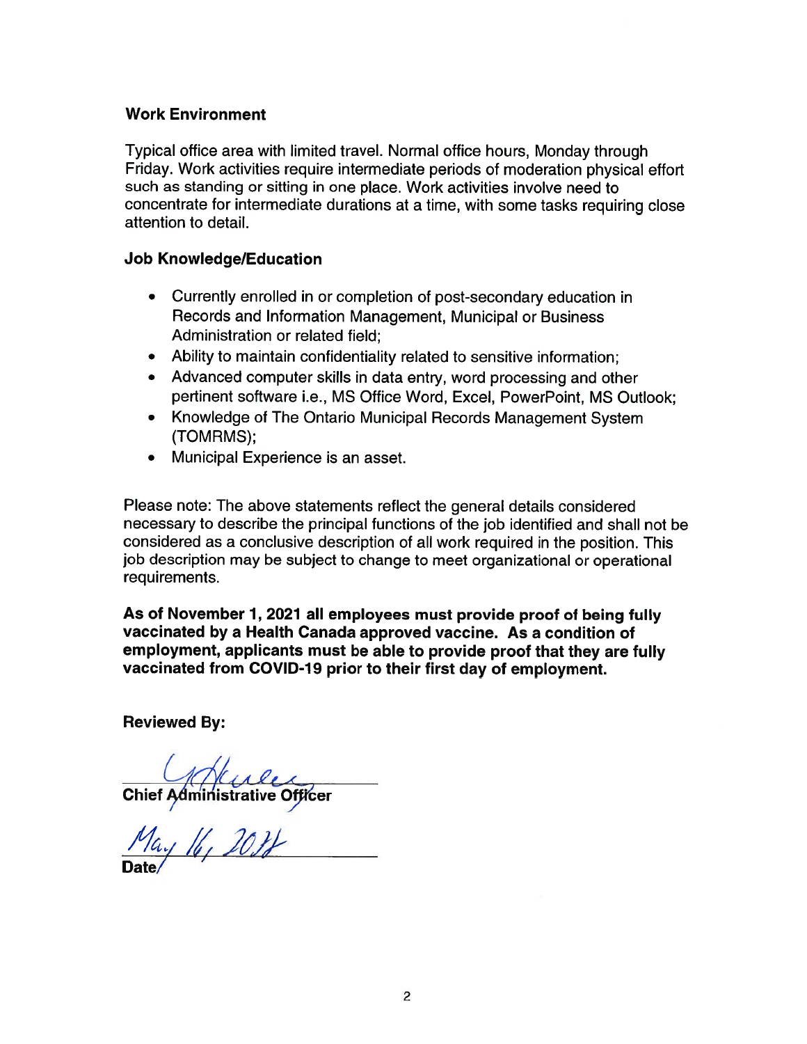## Work Environment

Typical office area with limited travel. Normal office hours, Monday through Friday. Work activities require intermediate periods of moderation physical effort such as standing or sitting in one place. Work activities involve need to concentrate for intermediate durations at a time, with some tasks requiring close attention to detail.

## Job Knowledge/Education

- Currently enrolled in or completion of post-secondary education in Records and Information Management, Municipal or Business Administration or related field;
- Ability to maintain confidentiality related to sensitive information;
- Advanced computer skills in data entry, word processing and other pertinent software i.e., MS Office Word, Excel, PowerPoint, MS Outlook;
- Knowledge of The Ontario Municipal Records Management System (TOMRMS);
- Municipal Experience is an asset.

Please note: The above statements reflect the general details considered necessary to describe the principal functions of the job identified and shall not be considered as a conclusive description of all work required in the position. This job description may be subject to change to meet organizational or operational requirements.

**As of November 1, 2021 all employees must provide proof of being fully vaccinated by a Health Canada approved vaccine. As a condition of employment, applicants must be able to provide proof that they are fully vaccinated from COVID-19 prior to their first day of employment.**

**Reviewed By:**

**Chief Administrative Officer**

May 16, 2022

**Date**